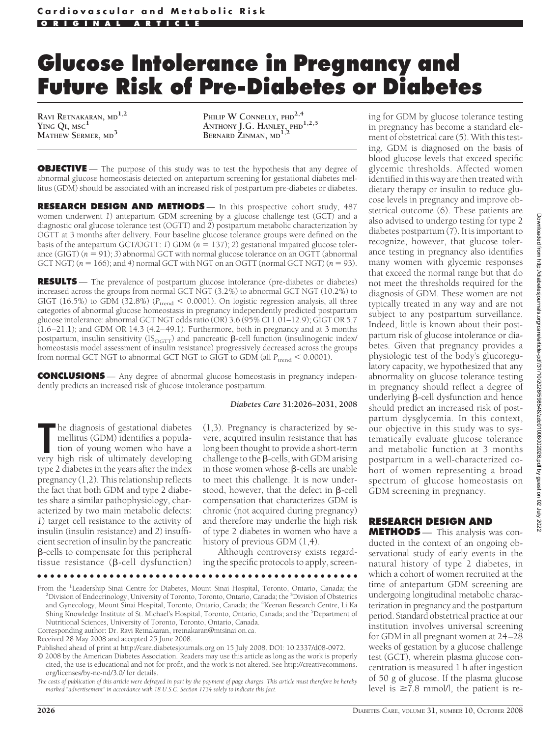**Cardiovascular and Metabolic Risk**

**ORIGINAL ARTICLE**

# Glucose Intolerance in Pregnancy and Future Risk of Pre-Diabetes or Diabetes

RAVI RETNAKARAN, MD[1,2]
YING QI, MSC[1]
MATHEW SERMER, MD[3]
PHILIP W CONNELLY, PHD[2,4]
ANTHONY J.G. HANLEY, PHD[1,2,5]
BERNARD ZINMAN, MD[1,2]

**OBJECTIVE** — The purpose of this study was to test the hypothesis that any degree of abnormal glucose homeostasis detected on antepartum screening for gestational diabetes mellitus (GDM) should be associated with an increased risk of postpartum pre-diabetes or diabetes.

**RESEARCH DESIGN AND METHODS** — In this prospective cohort study, 487 women underwent *1*) antepartum GDM screening by a glucose challenge test (GCT) and a diagnostic oral glucose tolerance test (OGTT) and *2*) postpartum metabolic characterization by OGTT at 3 months after delivery. Four baseline glucose tolerance groups were defined on the basis of the antepartum GCT/OGTT: *1*) GDM ($n = 137$); *2*) gestational impaired glucose tolerance (GIGT) ($n = 91$); *3*) abnormal GCT with normal glucose tolerance on an OGTT (abnormal GCT NGT) ($n = 166$); and *4*) normal GCT with NGT on an OGTT (normal GCT NGT) ($n = 93$).

**RESULTS** — The prevalence of postpartum glucose intolerance (pre-diabetes or diabetes) increased across the groups from normal GCT NGT (3.2%) to abnormal GCT NGT (10.2%) to GIGT (16.5%) to GDM (32.8%) ($P_{trend} < 0.0001$). On logistic regression analysis, all three categories of abnormal glucose homeostasis in pregnancy independently predicted postpartum glucose intolerance: abnormal GCT NGT odds ratio (OR) 3.6 (95% CI 1.01–12.9); GIGT OR 5.7 (1.6–21.1); and GDM OR 14.3 (4.2–49.1). Furthermore, both in pregnancy and at 3 months postpartum, insulin sensitivity ($IS_{OGTT}$) and pancreatic β-cell function (insulinogenic index/homeostasis model assessment of insulin resistance) progressively decreased across the groups from normal GCT NGT to abnormal GCT NGT to GIGT to GDM (all $P_{trend} < 0.0001$).

**CONCLUSIONS** — Any degree of abnormal glucose homeostasis in pregnancy independently predicts an increased risk of glucose intolerance postpartum.

*Diabetes Care* **31:2026–2031, 2008**

The diagnosis of gestational diabetes mellitus (GDM) identifies a population of young women who have a very high risk of ultimately developing type 2 diabetes in the years after the index pregnancy (1,2). This relationship reflects the fact that both GDM and type 2 diabetes share a similar pathophysiology, characterized by two main metabolic defects: *1*) target cell resistance to the activity of insulin (insulin resistance) and *2*) insufficient secretion of insulin by the pancreatic β-cells to compensate for this peripheral tissue resistance (β-cell dysfunction) (1,3). Pregnancy is characterized by severe, acquired insulin resistance that has long been thought to provide a short-term challenge to the β-cells, with GDM arising in those women whose β-cells are unable to meet this challenge. It is now understood, however, that the defect in β-cell compensation that characterizes GDM is chronic (not acquired during pregnancy) and therefore may underlie the high risk of type 2 diabetes in women who have a history of previous GDM (1,4).

Although controversy exists regarding the specific protocols to apply, screening for GDM by glucose tolerance testing in pregnancy has become a standard element of obstetrical care (5). With this testing, GDM is diagnosed on the basis of blood glucose levels that exceed specific glycemic thresholds. Affected women identified in this way are then treated with dietary therapy or insulin to reduce glucose levels in pregnancy and improve obstetrical outcome (6). These patients are also advised to undergo testing for type 2 diabetes postpartum (7). It is important to recognize, however, that glucose tolerance testing in pregnancy also identifies many women with glycemic responses that exceed the normal range but that do not meet the thresholds required for the diagnosis of GDM. These women are not typically treated in any way and are not subject to any postpartum surveillance. Indeed, little is known about their postpartum risk of glucose intolerance or diabetes. Given that pregnancy provides a physiologic test of the body's glucoregulatory capacity, we hypothesized that any abnormality on glucose tolerance testing in pregnancy should reflect a degree of underlying β-cell dysfunction and hence should predict an increased risk of postpartum dysglycemia. In this context, our objective in this study was to systematically evaluate glucose tolerance and metabolic function at 3 months postpartum in a well-characterized cohort of women representing a broad spectrum of glucose homeostasis on GDM screening in pregnancy.

## RESEARCH DESIGN AND METHODS

This analysis was conducted in the context of an ongoing observational study of early events in the natural history of type 2 diabetes, in which a cohort of women recruited at the time of antepartum GDM screening are undergoing longitudinal metabolic characterization in pregnancy and the postpartum period. Standard obstetrical practice at our institution involves universal screening for GDM in all pregnant women at 24–28 weeks of gestation by a glucose challenge test (GCT), wherein plasma glucose concentration is measured 1 h after ingestion of 50 g of glucose. If the plasma glucose level is ≥7.8 mmol/l, the patient is re-

From the [1]Leadership Sinai Centre for Diabetes, Mount Sinai Hospital, Toronto, Ontario, Canada; the [2]Division of Endocrinology, University of Toronto, Toronto, Ontario, Canada; the [3]Division of Obstetrics and Gynecology, Mount Sinai Hospital, Toronto, Ontario, Canada; the [4]Keenan Research Centre, Li Ka Shing Knowledge Institute of St. Michael's Hospital, Toronto, Ontario, Canada; and the [5]Department of Nutritional Sciences, University of Toronto, Toronto, Ontario, Canada.

Corresponding author: Dr. Ravi Retnakaran, rretnakaran@mtsinai.on.ca.

Received 28 May 2008 and accepted 25 June 2008.

Published ahead of print at http://care.diabetesjournals.org on 15 July 2008. DOI: 10.2337/dc08-0972.

© 2008 by the American Diabetes Association. Readers may use this article as long as the work is properly cited, the use is educational and not for profit, and the work is not altered. See http://creativecommons.org/licenses/by-nc-nd/3.0/ for details.

*The costs of publication of this article were defrayed in part by the payment of page charges. This article must therefore be hereby marked "advertisement" in accordance with 18 U.S.C. Section 1734 solely to indicate this fact.*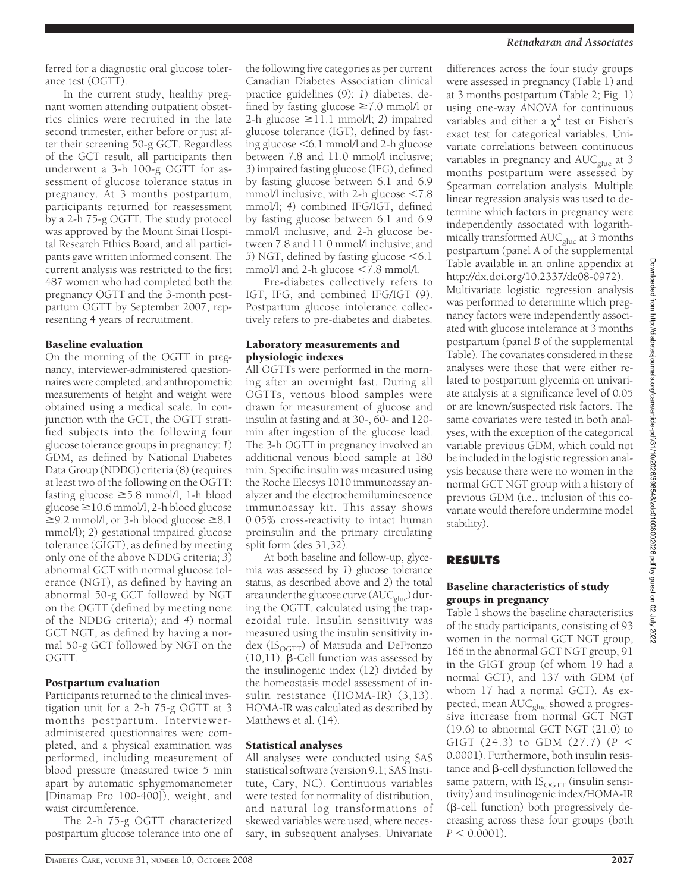ferred for a diagnostic oral glucose tolerance test (OGTT).

In the current study, healthy pregnant women attending outpatient obstetrics clinics were recruited in the late second trimester, either before or just after their screening 50-g GCT. Regardless of the GCT result, all participants then underwent a 3-h 100-g OGTT for assessment of glucose tolerance status in pregnancy. At 3 months postpartum, participants returned for reassessment by a 2-h 75-g OGTT. The study protocol was approved by the Mount Sinai Hospital Research Ethics Board, and all participants gave written informed consent. The current analysis was restricted to the first 487 women who had completed both the pregnancy OGTT and the 3-month postpartum OGTT by September 2007, representing 4 years of recruitment.

### Baseline evaluation

On the morning of the OGTT in pregnancy, interviewer-administered questionnaires were completed, and anthropometric measurements of height and weight were obtained using a medical scale. In conjunction with the GCT, the OGTT stratified subjects into the following four glucose tolerance groups in pregnancy: *1*) GDM, as defined by National Diabetes Data Group (NDDG) criteria (8) (requires at least two of the following on the OGTT: fasting glucose ≥5.8 mmol/l, 1-h blood glucose ≥10.6 mmol/l, 2-h blood glucose ≥9.2 mmol/l, or 3-h blood glucose ≥8.1 mmol/l); *2*) gestational impaired glucose tolerance (GIGT), as defined by meeting only one of the above NDDG criteria; *3*) abnormal GCT with normal glucose tolerance (NGT), as defined by having an abnormal 50-g GCT followed by NGT on the OGTT (defined by meeting none of the NDDG criteria); and *4*) normal GCT NGT, as defined by having a normal 50-g GCT followed by NGT on the OGTT.

### Postpartum evaluation

Participants returned to the clinical investigation unit for a 2-h 75-g OGTT at 3 months postpartum. Interviewer-administered questionnaires were completed, and a physical examination was performed, including measurement of blood pressure (measured twice 5 min apart by automatic sphygmomanometer [Dinamap Pro 100-400]), weight, and waist circumference.

The 2-h 75-g OGTT characterized postpartum glucose tolerance into one of the following five categories as per current Canadian Diabetes Association clinical practice guidelines (9): *1*) diabetes, defined by fasting glucose ≥7.0 mmol/l or 2-h glucose ≥11.1 mmol/l; *2*) impaired glucose tolerance (IGT), defined by fasting glucose <6.1 mmol/l and 2-h glucose between 7.8 and 11.0 mmol/l inclusive; *3*) impaired fasting glucose (IFG), defined by fasting glucose between 6.1 and 6.9 mmol/l inclusive, with 2-h glucose <7.8 mmol/l; *4*) combined IFG/IGT, defined by fasting glucose between 6.1 and 6.9 mmol/l inclusive, and 2-h glucose between 7.8 and 11.0 mmol/l inclusive; and *5*) NGT, defined by fasting glucose <6.1 mmol/l and 2-h glucose <7.8 mmol/l.

Pre-diabetes collectively refers to IGT, IFG, and combined IFG/IGT (9). Postpartum glucose intolerance collectively refers to pre-diabetes and diabetes.

### Laboratory measurements and physiologic indexes

All OGTTs were performed in the morning after an overnight fast. During all OGTTs, venous blood samples were drawn for measurement of glucose and insulin at fasting and at 30-, 60- and 120-min after ingestion of the glucose load. The 3-h OGTT in pregnancy involved an additional venous blood sample at 180 min. Specific insulin was measured using the Roche Elecsys 1010 immunoassay analyzer and the electrochemiluminescence immunoassay kit. This assay shows 0.05% cross-reactivity to intact human proinsulin and the primary circulating split form (des 31,32).

At both baseline and follow-up, glycemia was assessed by *1*) glucose tolerance status, as described above and *2*) the total area under the glucose curve ($AUC_{gluc}$) during the OGTT, calculated using the trapezoidal rule. Insulin sensitivity was measured using the insulin sensitivity index ($IS_{OGTT}$) of Matsuda and DeFronzo (10,11). β-Cell function was assessed by the insulinogenic index (12) divided by the homeostasis model assessment of insulin resistance (HOMA-IR) (3,13). HOMA-IR was calculated as described by Matthews et al. (14).

### Statistical analyses

All analyses were conducted using SAS statistical software (version 9.1; SAS Institute, Cary, NC). Continuous variables were tested for normality of distribution, and natural log transformations of skewed variables were used, where necessary, in subsequent analyses. Univariate differences across the four study groups were assessed in pregnancy (Table 1) and at 3 months postpartum (Table 2; Fig. 1) using one-way ANOVA for continuous variables and either a $\chi^2$ test or Fisher's exact test for categorical variables. Univariate correlations between continuous variables in pregnancy and $AUC_{gluc}$ at 3 months postpartum were assessed by Spearman correlation analysis. Multiple linear regression analysis was used to determine which factors in pregnancy were independently associated with logarithmically transformed $AUC_{gluc}$ at 3 months postpartum (panel A of the supplemental Table available in an online appendix at http://dx.doi.org/10.2337/dc08-0972). Multivariate logistic regression analysis was performed to determine which pregnancy factors were independently associated with glucose intolerance at 3 months postpartum (panel *B* of the supplemental Table). The covariates considered in these analyses were those that were either related to postpartum glycemia on univariate analysis at a significance level of 0.05 or are known/suspected risk factors. The same covariates were tested in both analyses, with the exception of the categorical variable previous GDM, which could not be included in the logistic regression analysis because there were no women in the normal GCT NGT group with a history of previous GDM (i.e., inclusion of this covariate would therefore undermine model stability).

## RESULTS

### Baseline characteristics of study groups in pregnancy

Table 1 shows the baseline characteristics of the study participants, consisting of 93 women in the normal GCT NGT group, 166 in the abnormal GCT NGT group, 91 in the GIGT group (of whom 19 had a normal GCT), and 137 with GDM (of whom 17 had a normal GCT). As expected, mean $AUC_{gluc}$ showed a progressive increase from normal GCT NGT (19.6) to abnormal GCT NGT (21.0) to GIGT (24.3) to GDM (27.7) ($P <$ 0.0001). Furthermore, both insulin resistance and β-cell dysfunction followed the same pattern, with $IS_{OGTT}$ (insulin sensitivity) and insulinogenic index/HOMA-IR (β-cell function) both progressively decreasing across these four groups (both $P < 0.0001$).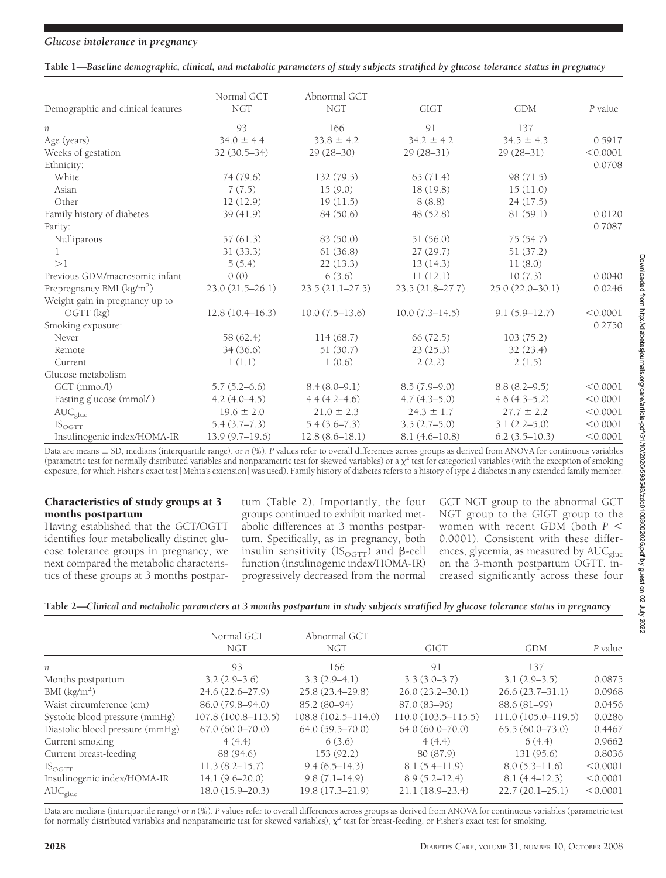**Table 1—Baseline demographic, clinical, and metabolic parameters of study subjects stratified by glucose tolerance status in pregnancy**

| Demographic and clinical features | Normal GCT NGT | Abnormal GCT NGT | GIGT | GDM | *P* value |
|---|---|---|---|---|---|
| *n* | 93 | 166 | 91 | 137 | |
| Age (years) | 34.0 ± 4.4 | 33.8 ± 4.2 | 34.2 ± 4.2 | 34.5 ± 4.3 | 0.5917 |
| Weeks of gestation | 32 (30.5–34) | 29 (28–30) | 29 (28–31) | 29 (28–31) | <0.0001 |
| Ethnicity: | | | | | 0.0708 |
| White | 74 (79.6) | 132 (79.5) | 65 (71.4) | 98 (71.5) | |
| Asian | 7 (7.5) | 15 (9.0) | 18 (19.8) | 15 (11.0) | |
| Other | 12 (12.9) | 19 (11.5) | 8 (8.8) | 24 (17.5) | |
| Family history of diabetes | 39 (41.9) | 84 (50.6) | 48 (52.8) | 81 (59.1) | 0.0120 |
| Parity: | | | | | 0.7087 |
| Nulliparous | 57 (61.3) | 83 (50.0) | 51 (56.0) | 75 (54.7) | |
| 1 | 31 (33.3) | 61 (36.8) | 27 (29.7) | 51 (37.2) | |
| >1 | 5 (5.4) | 22 (13.3) | 13 (14.3) | 11 (8.0) | |
| Previous GDM/macrosomic infant | 0 (0) | 6 (3.6) | 11 (12.1) | 10 (7.3) | 0.0040 |
| Prepregnancy BMI (kg/m$^2$) | 23.0 (21.5–26.1) | 23.5 (21.1–27.5) | 23.5 (21.8–27.7) | 25.0 (22.0–30.1) | 0.0246 |
| Weight gain in pregnancy up to OGTT (kg) | 12.8 (10.4–16.3) | 10.0 (7.5–13.6) | 10.0 (7.3–14.5) | 9.1 (5.9–12.7) | <0.0001 |
| Smoking exposure: | | | | | 0.2750 |
| Never | 58 (62.4) | 114 (68.7) | 66 (72.5) | 103 (75.2) | |
| Remote | 34 (36.6) | 51 (30.7) | 23 (25.3) | 32 (23.4) | |
| Current | 1 (1.1) | 1 (0.6) | 2 (2.2) | 2 (1.5) | |
| Glucose metabolism | | | | | |
| GCT (mmol/l) | 5.7 (5.2–6.6) | 8.4 (8.0–9.1) | 8.5 (7.9–9.0) | 8.8 (8.2–9.5) | <0.0001 |
| Fasting glucose (mmol/l) | 4.2 (4.0–4.5) | 4.4 (4.2–4.6) | 4.7 (4.3–5.0) | 4.6 (4.3–5.2) | <0.0001 |
| $AUC_{gluc}$ | 19.6 ± 2.0 | 21.0 ± 2.3 | 24.3 ± 1.7 | 27.7 ± 2.2 | <0.0001 |
| $IS_{OGTT}$ | 5.4 (3.7–7.3) | 5.4 (3.6–7.3) | 3.5 (2.7–5.0) | 3.1 (2.2–5.0) | <0.0001 |
| Insulinogenic index/HOMA-IR | 13.9 (9.7–19.6) | 12.8 (8.6–18.1) | 8.1 (4.6–10.8) | 6.2 (3.5–10.3) | <0.0001 |

Data are means ± SD, medians (interquartile range), or *n* (%). *P* values refer to overall differences across groups as derived from ANOVA for continuous variables (parametric test for normally distributed variables and nonparametric test for skewed variables) or a $\chi^2$ test for categorical variables (with the exception of smoking exposure, for which Fisher's exact test [Mehta's extension] was used). Family history of diabetes refers to a history of type 2 diabetes in any extended family member.

## Characteristics of study groups at 3 months postpartum

Having established that the GCT/OGTT identifies four metabolically distinct glucose tolerance groups in pregnancy, we next compared the metabolic characteristics of these groups at 3 months postpartum (Table 2). Importantly, the four groups continued to exhibit marked metabolic differences at 3 months postpartum. Specifically, as in pregnancy, both insulin sensitivity ($IS_{OGTT}$) and β-cell function (insulinogenic index/HOMA-IR) progressively decreased from the normal GCT NGT group to the abnormal GCT NGT group to the GIGT group to the women with recent GDM (both $P < 0.0001$). Consistent with these differences, glycemia, as measured by $AUC_{gluc}$ on the 3-month postpartum OGTT, increased significantly across these four

**Table 2—Clinical and metabolic parameters at 3 months postpartum in study subjects stratified by glucose tolerance status in pregnancy**

| | Normal GCT NGT | Abnormal GCT NGT | GIGT | GDM | *P* value |
|---|---|---|---|---|---|
| *n* | 93 | 166 | 91 | 137 | |
| Months postpartum | 3.2 (2.9–3.6) | 3.3 (2.9–4.1) | 3.3 (3.0–3.7) | 3.1 (2.9–3.5) | 0.0875 |
| BMI (kg/m$^2$) | 24.6 (22.6–27.9) | 25.8 (23.4–29.8) | 26.0 (23.2–30.1) | 26.6 (23.7–31.1) | 0.0968 |
| Waist circumference (cm) | 86.0 (79.8–94.0) | 85.2 (80–94) | 87.0 (83–96) | 88.6 (81–99) | 0.0456 |
| Systolic blood pressure (mmHg) | 107.8 (100.8–113.5) | 108.8 (102.5–114.0) | 110.0 (103.5–115.5) | 111.0 (105.0–119.5) | 0.0286 |
| Diastolic blood pressure (mmHg) | 67.0 (60.0–70.0) | 64.0 (59.5–70.0) | 64.0 (60.0–70.0) | 65.5 (60.0–73.0) | 0.4467 |
| Current smoking | 4 (4.4) | 6 (3.6) | 4 (4.4) | 6 (4.4) | 0.9662 |
| Current breast-feeding | 88 (94.6) | 153 (92.2) | 80 (87.9) | 131 (95.6) | 0.8036 |
| $IS_{OGTT}$ | 11.3 (8.2–15.7) | 9.4 (6.5–14.3) | 8.1 (5.4–11.9) | 8.0 (5.3–11.6) | <0.0001 |
| Insulinogenic index/HOMA-IR | 14.1 (9.6–20.0) | 9.8 (7.1–14.9) | 8.9 (5.2–12.4) | 8.1 (4.4–12.3) | <0.0001 |
| $AUC_{gluc}$ | 18.0 (15.9–20.3) | 19.8 (17.3–21.9) | 21.1 (18.9–23.4) | 22.7 (20.1–25.1) | <0.0001 |

Data are medians (interquartile range) or *n* (%). *P* values refer to overall differences across groups as derived from ANOVA for continuous variables (parametric test for normally distributed variables and nonparametric test for skewed variables), $\chi^2$ test for breast-feeding, or Fisher's exact test for smoking.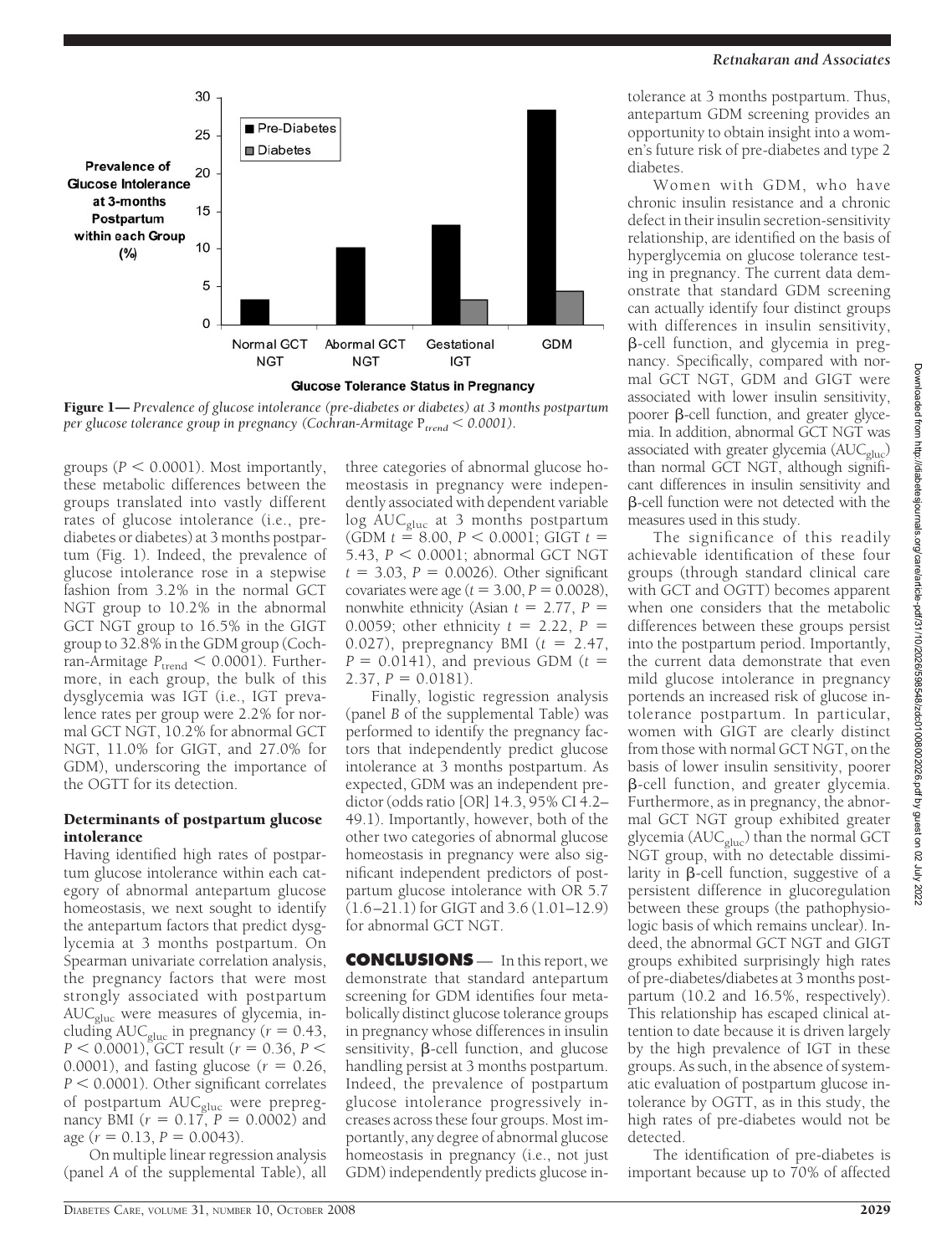Figure 1— *Prevalence of glucose intolerance (pre-diabetes or diabetes) at 3 months postpartum per glucose tolerance group in pregnancy (Cochran-Armitage $P_{trend} < 0.0001$).*

groups ($P < 0.0001$). Most importantly, these metabolic differences between the groups translated into vastly different rates of glucose intolerance (i.e., pre-diabetes or diabetes) at 3 months postpartum (Fig. 1). Indeed, the prevalence of glucose intolerance rose in a stepwise fashion from 3.2% in the normal GCT NGT group to 10.2% in the abnormal GCT NGT group to 16.5% in the GIGT group to 32.8% in the GDM group (Cochran-Armitage $P_{trend} < 0.0001$). Furthermore, in each group, the bulk of this dysglycemia was IGT (i.e., IGT prevalence rates per group were 2.2% for normal GCT NGT, 10.2% for abnormal GCT NGT, 11.0% for GIGT, and 27.0% for GDM), underscoring the importance of the OGTT for its detection.

### Determinants of postpartum glucose intolerance

Having identified high rates of postpartum glucose intolerance within each category of abnormal antepartum glucose homeostasis, we next sought to identify the antepartum factors that predict dysglycemia at 3 months postpartum. On Spearman univariate correlation analysis, the pregnancy factors that were most strongly associated with postpartum $AUC_{gluc}$ were measures of glycemia, including $AUC_{gluc}$ in pregnancy ($r = 0.43$, $P < 0.0001$), GCT result ($r = 0.36$, $P < 0.0001$), and fasting glucose ($r = 0.26$, $P < 0.0001$). Other significant correlates of postpartum $AUC_{gluc}$ were prepregnancy BMI ($r = 0.17$, $P = 0.0002$) and age ($r = 0.13$, $P = 0.0043$).

On multiple linear regression analysis (panel *A* of the supplemental Table), all three categories of abnormal glucose homeostasis in pregnancy were independently associated with dependent variable log $AUC_{gluc}$ at 3 months postpartum (GDM $t = 8.00$, $P < 0.0001$; GIGT $t = 5.43$, $P < 0.0001$; abnormal GCT NGT $t = 3.03$, $P = 0.0026$). Other significant covariates were age ($t = 3.00$, $P = 0.0028$), nonwhite ethnicity (Asian $t = 2.77$, $P = 0.0059$; other ethnicity $t = 2.22$, $P = 0.027$), prepregnancy BMI ($t = 2.47$, $P = 0.0141$), and previous GDM ($t = 2.37$, $P = 0.0181$).

Finally, logistic regression analysis (panel *B* of the supplemental Table) was performed to identify the pregnancy factors that independently predict glucose intolerance at 3 months postpartum. As expected, GDM was an independent predictor (odds ratio [OR] 14.3, 95% CI 4.2–49.1). Importantly, however, both of the other two categories of abnormal glucose homeostasis in pregnancy were also significant independent predictors of postpartum glucose intolerance with OR 5.7 (1.6–21.1) for GIGT and 3.6 (1.01–12.9) for abnormal GCT NGT.

## CONCLUSIONS

In this report, we demonstrate that standard antepartum screening for GDM identifies four metabolically distinct glucose tolerance groups in pregnancy whose differences in insulin sensitivity, β-cell function, and glucose handling persist at 3 months postpartum. Indeed, the prevalence of postpartum glucose intolerance progressively increases across these four groups. Most importantly, any degree of abnormal glucose homeostasis in pregnancy (i.e., not just GDM) independently predicts glucose intolerance at 3 months postpartum. Thus, antepartum GDM screening provides an opportunity to obtain insight into a women's future risk of pre-diabetes and type 2 diabetes.

Women with GDM, who have chronic insulin resistance and a chronic defect in their insulin secretion-sensitivity relationship, are identified on the basis of hyperglycemia on glucose tolerance testing in pregnancy. The current data demonstrate that standard GDM screening can actually identify four distinct groups with differences in insulin sensitivity, β-cell function, and glycemia in pregnancy. Specifically, compared with normal GCT NGT, GDM and GIGT were associated with lower insulin sensitivity, poorer β-cell function, and greater glycemia. In addition, abnormal GCT NGT was associated with greater glycemia ($AUC_{gluc}$) than normal GCT NGT, although significant differences in insulin sensitivity and β-cell function were not detected with the measures used in this study.

The significance of this readily achievable identification of these four groups (through standard clinical care with GCT and OGTT) becomes apparent when one considers that the metabolic differences between these groups persist into the postpartum period. Importantly, the current data demonstrate that even mild glucose intolerance in pregnancy portends an increased risk of glucose intolerance postpartum. In particular, women with GIGT are clearly distinct from those with normal GCT NGT, on the basis of lower insulin sensitivity, poorer β-cell function, and greater glycemia. Furthermore, as in pregnancy, the abnormal GCT NGT group exhibited greater glycemia ($AUC_{gluc}$) than the normal GCT NGT group, with no detectable dissimilarity in β-cell function, suggestive of a persistent difference in glucoregulation between these groups (the pathophysiologic basis of which remains unclear). Indeed, the abnormal GCT NGT and GIGT groups exhibited surprisingly high rates of pre-diabetes/diabetes at 3 months postpartum (10.2 and 16.5%, respectively). This relationship has escaped clinical attention to date because it is driven largely by the high prevalence of IGT in these groups. As such, in the absence of systematic evaluation of postpartum glucose intolerance by OGTT, as in this study, the high rates of pre-diabetes would not be detected.

The identification of pre-diabetes is important because up to 70% of affected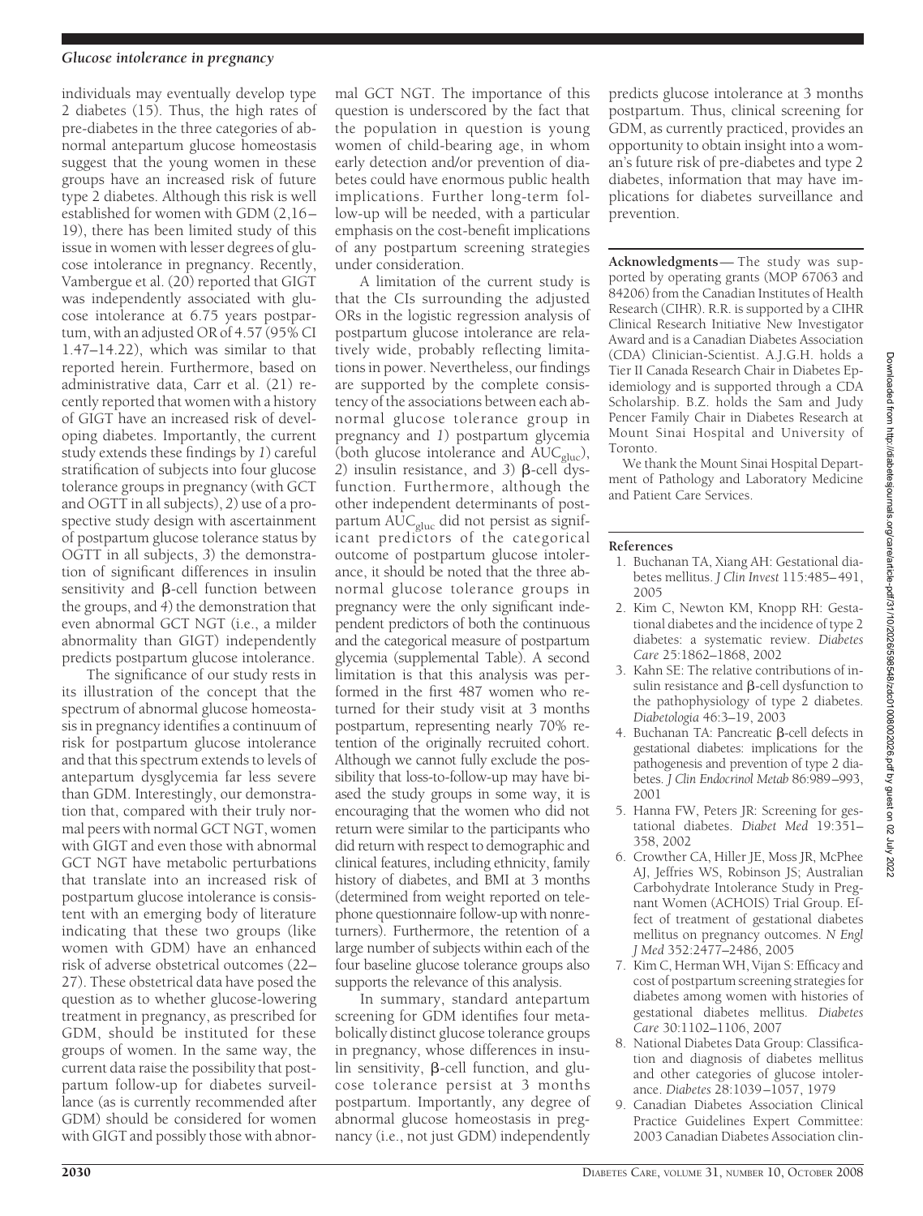individuals may eventually develop type 2 diabetes (15). Thus, the high rates of pre-diabetes in the three categories of abnormal antepartum glucose homeostasis suggest that the young women in these groups have an increased risk of future type 2 diabetes. Although this risk is well established for women with GDM (2,16–19), there has been limited study of this issue in women with lesser degrees of glucose intolerance in pregnancy. Recently, Vambergue et al. (20) reported that GIGT was independently associated with glucose intolerance at 6.75 years postpartum, with an adjusted OR of 4.57 (95% CI 1.47–14.22), which was similar to that reported herein. Furthermore, based on administrative data, Carr et al. (21) recently reported that women with a history of GIGT have an increased risk of developing diabetes. Importantly, the current study extends these findings by *1*) careful stratification of subjects into four glucose tolerance groups in pregnancy (with GCT and OGTT in all subjects), *2*) use of a prospective study design with ascertainment of postpartum glucose tolerance status by OGTT in all subjects, *3*) the demonstration of significant differences in insulin sensitivity and β-cell function between the groups, and *4*) the demonstration that even abnormal GCT NGT (i.e., a milder abnormality than GIGT) independently predicts postpartum glucose intolerance.

The significance of our study rests in its illustration of the concept that the spectrum of abnormal glucose homeostasis in pregnancy identifies a continuum of risk for postpartum glucose intolerance and that this spectrum extends to levels of antepartum dysglycemia far less severe than GDM. Interestingly, our demonstration that, compared with their truly normal peers with normal GCT NGT, women with GIGT and even those with abnormal GCT NGT have metabolic perturbations that translate into an increased risk of postpartum glucose intolerance is consistent with an emerging body of literature indicating that these two groups (like women with GDM) have an enhanced risk of adverse obstetrical outcomes (22–27). These obstetrical data have posed the question as to whether glucose-lowering treatment in pregnancy, as prescribed for GDM, should be instituted for these groups of women. In the same way, the current data raise the possibility that postpartum follow-up for diabetes surveillance (as is currently recommended after GDM) should be considered for women with GIGT and possibly those with abnormal GCT NGT. The importance of this question is underscored by the fact that the population in question is young women of child-bearing age, in whom early detection and/or prevention of diabetes could have enormous public health implications. Further long-term follow-up will be needed, with a particular emphasis on the cost-benefit implications of any postpartum screening strategies under consideration.

A limitation of the current study is that the CIs surrounding the adjusted ORs in the logistic regression analysis of postpartum glucose intolerance are relatively wide, probably reflecting limitations in power. Nevertheless, our findings are supported by the complete consistency of the associations between each abnormal glucose tolerance group in pregnancy and *1*) postpartum glycemia (both glucose intolerance and $AUC_{gluc}$), *2*) insulin resistance, and *3*) β-cell dysfunction. Furthermore, although the other independent determinants of postpartum $AUC_{gluc}$ did not persist as significant predictors of the categorical outcome of postpartum glucose intolerance, it should be noted that the three abnormal glucose tolerance groups in pregnancy were the only significant independent predictors of both the continuous and the categorical measure of postpartum glycemia (supplemental Table). A second limitation is that this analysis was performed in the first 487 women who returned for their study visit at 3 months postpartum, representing nearly 70% retention of the originally recruited cohort. Although we cannot fully exclude the possibility that loss-to-follow-up may have biased the study groups in some way, it is encouraging that the women who did not return were similar to the participants who did return with respect to demographic and clinical features, including ethnicity, family history of diabetes, and BMI at 3 months (determined from weight reported on telephone questionnaire follow-up with nonreturners). Furthermore, the retention of a large number of subjects within each of the four baseline glucose tolerance groups also supports the relevance of this analysis.

In summary, standard antepartum screening for GDM identifies four metabolically distinct glucose tolerance groups in pregnancy, whose differences in insulin sensitivity, β-cell function, and glucose tolerance persist at 3 months postpartum. Importantly, any degree of abnormal glucose homeostasis in pregnancy (i.e., not just GDM) independently predicts glucose intolerance at 3 months postpartum. Thus, clinical screening for GDM, as currently practiced, provides an opportunity to obtain insight into a woman's future risk of pre-diabetes and type 2 diabetes, information that may have implications for diabetes surveillance and prevention.

**Acknowledgments**— The study was supported by operating grants (MOP 67063 and 84206) from the Canadian Institutes of Health Research (CIHR). R.R. is supported by a CIHR Clinical Research Initiative New Investigator Award and is a Canadian Diabetes Association (CDA) Clinician-Scientist. A.J.G.H. holds a Tier II Canada Research Chair in Diabetes Epidemiology and is supported through a CDA Scholarship. B.Z. holds the Sam and Judy Pencer Family Chair in Diabetes Research at Mount Sinai Hospital and University of Toronto.

We thank the Mount Sinai Hospital Department of Pathology and Laboratory Medicine and Patient Care Services.

## References

1. Buchanan TA, Xiang AH: Gestational diabetes mellitus. *J Clin Invest* 115:485–491, 2005
2. Kim C, Newton KM, Knopp RH: Gestational diabetes and the incidence of type 2 diabetes: a systematic review. *Diabetes Care* 25:1862–1868, 2002
3. Kahn SE: The relative contributions of insulin resistance and β-cell dysfunction to the pathophysiology of type 2 diabetes. *Diabetologia* 46:3–19, 2003
4. Buchanan TA: Pancreatic β-cell defects in gestational diabetes: implications for the pathogenesis and prevention of type 2 diabetes. *J Clin Endocrinol Metab* 86:989–993, 2001
5. Hanna FW, Peters JR: Screening for gestational diabetes. *Diabet Med* 19:351–358, 2002
6. Crowther CA, Hiller JE, Moss JR, McPhee AJ, Jeffries WS, Robinson JS; Australian Carbohydrate Intolerance Study in Pregnant Women (ACHOIS) Trial Group. Effect of treatment of gestational diabetes mellitus on pregnancy outcomes. *N Engl J Med* 352:2477–2486, 2005
7. Kim C, Herman WH, Vijan S: Efficacy and cost of postpartum screening strategies for diabetes among women with histories of gestational diabetes mellitus. *Diabetes Care* 30:1102–1106, 2007
8. National Diabetes Data Group: Classification and diagnosis of diabetes mellitus and other categories of glucose intolerance. *Diabetes* 28:1039–1057, 1979
9. Canadian Diabetes Association Clinical Practice Guidelines Expert Committee: 2003 Canadian Diabetes Association clin-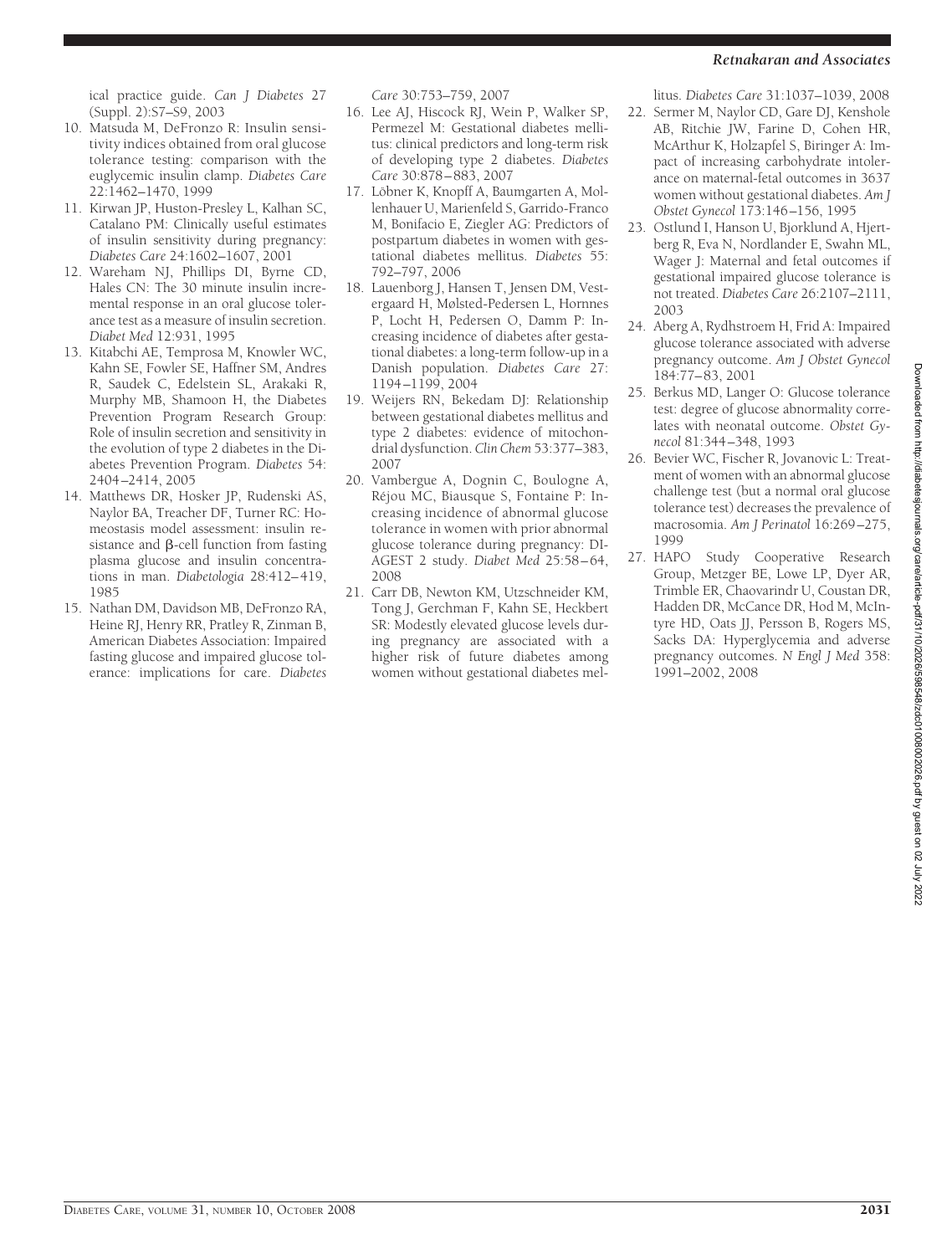ical practice guide. *Can J Diabetes* 27 (Suppl. 2):S7–S9, 2003

10. Matsuda M, DeFronzo R: Insulin sensitivity indices obtained from oral glucose tolerance testing: comparison with the euglycemic insulin clamp. *Diabetes Care* 22:1462–1470, 1999
11. Kirwan JP, Huston-Presley L, Kalhan SC, Catalano PM: Clinically useful estimates of insulin sensitivity during pregnancy: *Diabetes Care* 24:1602–1607, 2001
12. Wareham NJ, Phillips DI, Byrne CD, Hales CN: The 30 minute insulin incremental response in an oral glucose tolerance test as a measure of insulin secretion. *Diabet Med* 12:931, 1995
13. Kitabchi AE, Temprosa M, Knowler WC, Kahn SE, Fowler SE, Haffner SM, Andres R, Saudek C, Edelstein SL, Arakaki R, Murphy MB, Shamoon H, the Diabetes Prevention Program Research Group: Role of insulin secretion and sensitivity in the evolution of type 2 diabetes in the Diabetes Prevention Program. *Diabetes* 54: 2404–2414, 2005
14. Matthews DR, Hosker JP, Rudenski AS, Naylor BA, Treacher DF, Turner RC: Homeostasis model assessment: insulin resistance and β-cell function from fasting plasma glucose and insulin concentrations in man. *Diabetologia* 28:412–419, 1985
15. Nathan DM, Davidson MB, DeFronzo RA, Heine RJ, Henry RR, Pratley R, Zinman B, American Diabetes Association: Impaired fasting glucose and impaired glucose tolerance: implications for care. *Diabetes Care* 30:753–759, 2007
16. Lee AJ, Hiscock RJ, Wein P, Walker SP, Permezel M: Gestational diabetes mellitus: clinical predictors and long-term risk of developing type 2 diabetes. *Diabetes Care* 30:878–883, 2007
17. Löbner K, Knopff A, Baumgarten A, Mollenhauer U, Marienfeld S, Garrido-Franco M, Bonifacio E, Ziegler AG: Predictors of postpartum diabetes in women with gestational diabetes mellitus. *Diabetes* 55: 792–797, 2006
18. Lauenborg J, Hansen T, Jensen DM, Vestergaard H, Mølsted-Pedersen L, Hornnes P, Locht H, Pedersen O, Damm P: Increasing incidence of diabetes after gestational diabetes: a long-term follow-up in a Danish population. *Diabetes Care* 27: 1194–1199, 2004
19. Weijers RN, Bekedam DJ: Relationship between gestational diabetes mellitus and type 2 diabetes: evidence of mitochondrial dysfunction. *Clin Chem* 53:377–383, 2007
20. Vambergue A, Dognin C, Boulogne A, Réjou MC, Biausque S, Fontaine P: Increasing incidence of abnormal glucose tolerance in women with prior abnormal glucose tolerance during pregnancy: DIAGEST 2 study. *Diabet Med* 25:58–64, 2008
21. Carr DB, Newton KM, Utzschneider KM, Tong J, Gerchman F, Kahn SE, Heckbert SR: Modestly elevated glucose levels during pregnancy are associated with a higher risk of future diabetes among women without gestational diabetes mellitus. *Diabetes Care* 31:1037–1039, 2008
22. Sermer M, Naylor CD, Gare DJ, Kenshole AB, Ritchie JW, Farine D, Cohen HR, McArthur K, Holzapfel S, Biringer A: Impact of increasing carbohydrate intolerance on maternal-fetal outcomes in 3637 women without gestational diabetes. *Am J Obstet Gynecol* 173:146–156, 1995
23. Ostlund I, Hanson U, Bjorklund A, Hjertberg R, Eva N, Nordlander E, Swahn ML, Wager J: Maternal and fetal outcomes if gestational impaired glucose tolerance is not treated. *Diabetes Care* 26:2107–2111, 2003
24. Aberg A, Rydhstroem H, Frid A: Impaired glucose tolerance associated with adverse pregnancy outcome. *Am J Obstet Gynecol* 184:77–83, 2001
25. Berkus MD, Langer O: Glucose tolerance test: degree of glucose abnormality correlates with neonatal outcome. *Obstet Gynecol* 81:344–348, 1993
26. Bevier WC, Fischer R, Jovanovic L: Treatment of women with an abnormal glucose challenge test (but a normal oral glucose tolerance test) decreases the prevalence of macrosomia. *Am J Perinatol* 16:269–275, 1999
27. HAPO Study Cooperative Research Group, Metzger BE, Lowe LP, Dyer AR, Trimble ER, Chaovarindr U, Coustan DR, Hadden DR, McCance DR, Hod M, McIntyre HD, Oats JJ, Persson B, Rogers MS, Sacks DA: Hyperglycemia and adverse pregnancy outcomes. *N Engl J Med* 358: 1991–2002, 2008